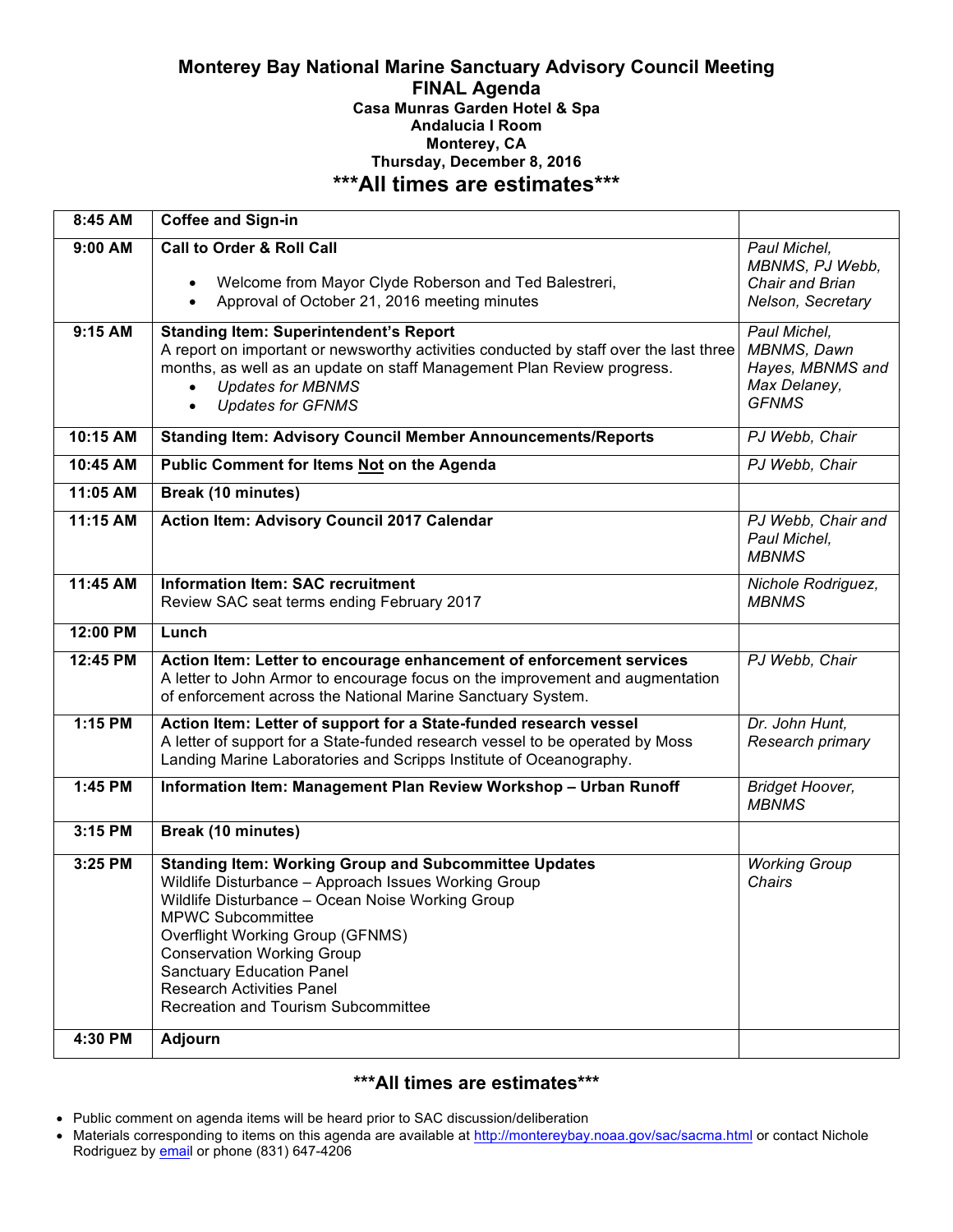# Monterey Bay National Marine Sanctuary Advisory Council Meeting

## FINAL Agenda

**Casa Munras Garden Hotel & Spa**
**Andalucia I Room**
**Monterey, CA**
**Thursday, December 8, 2016**

## \*\*\*All times are estimates\*\*\*

| | | |
|---|---|---|
| **8:45 AM** | **Coffee and Sign-in** | |
| **9:00 AM** | **Call to Order & Roll Call**<br>• Welcome from Mayor Clyde Roberson and Ted Balestreri,<br>• Approval of October 21, 2016 meeting minutes | *Paul Michel, MBNMS, PJ Webb, Chair and Brian Nelson, Secretary* |
| **9:15 AM** | **Standing Item: Superintendent's Report**<br>A report on important or newsworthy activities conducted by staff over the last three months, as well as an update on staff Management Plan Review progress.<br>• *Updates for MBNMS*<br>• *Updates for GFNMS* | *Paul Michel, MBNMS, Dawn Hayes, MBNMS and Max Delaney, GFNMS* |
| **10:15 AM** | **Standing Item: Advisory Council Member Announcements/Reports** | *PJ Webb, Chair* |
| **10:45 AM** | **Public Comment for Items <u>Not</u> on the Agenda** | *PJ Webb, Chair* |
| **11:05 AM** | **Break (10 minutes)** | |
| **11:15 AM** | **Action Item: Advisory Council 2017 Calendar** | *PJ Webb, Chair and Paul Michel, MBNMS* |
| **11:45 AM** | **Information Item: SAC recruitment**<br>Review SAC seat terms ending February 2017 | *Nichole Rodriguez, MBNMS* |
| **12:00 PM** | **Lunch** | |
| **12:45 PM** | **Action Item: Letter to encourage enhancement of enforcement services**<br>A letter to John Armor to encourage focus on the improvement and augmentation of enforcement across the National Marine Sanctuary System. | *PJ Webb, Chair* |
| **1:15 PM** | **Action Item: Letter of support for a State-funded research vessel**<br>A letter of support for a State-funded research vessel to be operated by Moss Landing Marine Laboratories and Scripps Institute of Oceanography. | *Dr. John Hunt, Research primary* |
| **1:45 PM** | **Information Item: Management Plan Review Workshop – Urban Runoff** | *Bridget Hoover, MBNMS* |
| **3:15 PM** | **Break (10 minutes)** | |
| **3:25 PM** | **Standing Item: Working Group and Subcommittee Updates**<br>Wildlife Disturbance – Approach Issues Working Group<br>Wildlife Disturbance – Ocean Noise Working Group<br>MPWC Subcommittee<br>Overflight Working Group (GFNMS)<br>Conservation Working Group<br>Sanctuary Education Panel<br>Research Activities Panel<br>Recreation and Tourism Subcommittee | *Working Group Chairs* |
| **4:30 PM** | **Adjourn** | |

## \*\*\*All times are estimates\*\*\*

- Public comment on agenda items will be heard prior to SAC discussion/deliberation
- Materials corresponding to items on this agenda are available at http://montereybay.noaa.gov/sac/sacma.html or contact Nichole Rodriguez by email or phone (831) 647-4206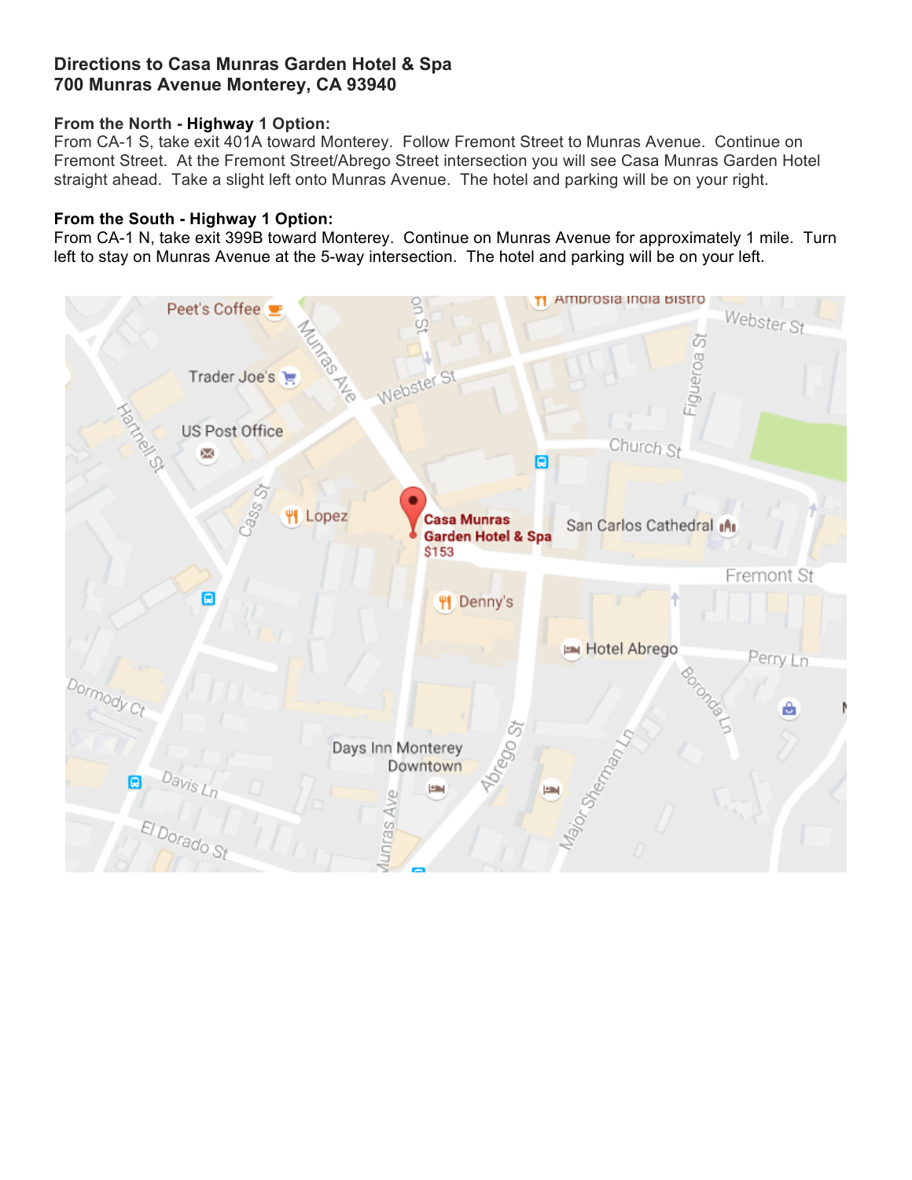**Directions to Casa Munras Garden Hotel & Spa**
**700 Munras Avenue Monterey, CA 93940**

**From the North - Highway 1 Option:**
From CA-1 S, take exit 401A toward Monterey. Follow Fremont Street to Munras Avenue. Continue on Fremont Street. At the Fremont Street/Abrego Street intersection you will see Casa Munras Garden Hotel straight ahead. Take a slight left onto Munras Avenue. The hotel and parking will be on your right.

**From the South - Highway 1 Option:**
From CA-1 N, take exit 399B toward Monterey. Continue on Munras Avenue for approximately 1 mile. Turn left to stay on Munras Avenue at the 5-way intersection. The hotel and parking will be on your left.